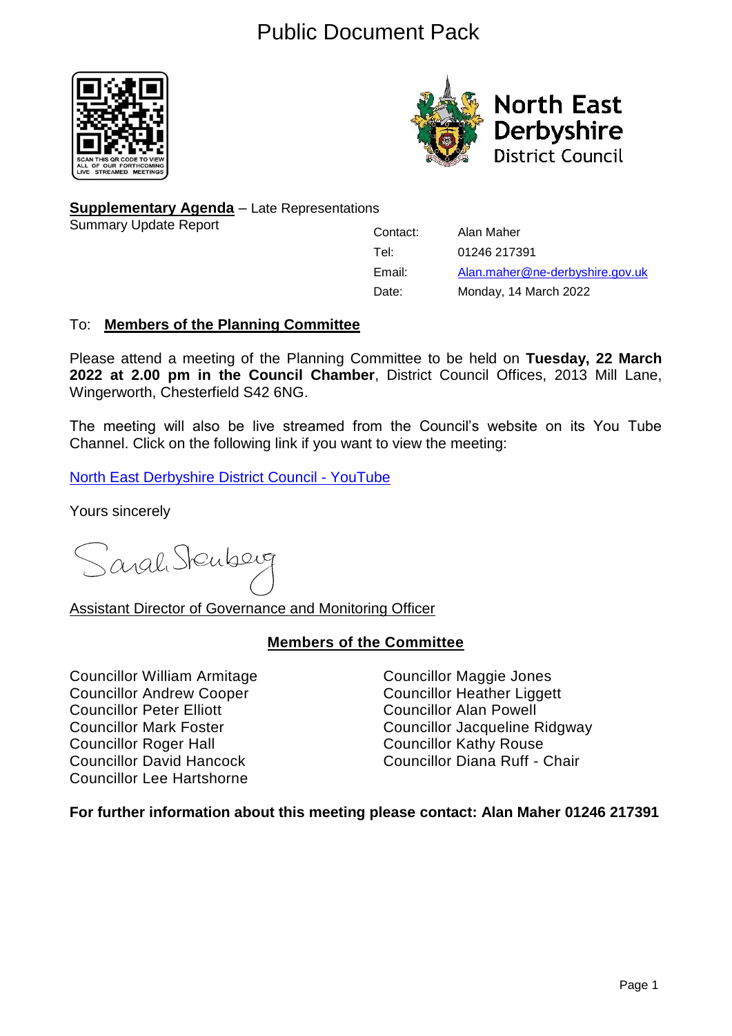# Public Document Pack

SCAN THIS QR CODE TO VIEW ALL OF OUR FORTHCOMING LIVE STREAMED MEETINGS

North East Derbyshire District Council

**Supplementary Agenda** – Late Representations
Summary Update Report

| | |
|---|---|
| Contact: | Alan Maher |
| Tel: | 01246 217391 |
| Email: | Alan.maher@ne-derbyshire.gov.uk |
| Date: | Monday, 14 March 2022 |

To: **Members of the Planning Committee**

Please attend a meeting of the Planning Committee to be held on **Tuesday, 22 March 2022 at 2.00 pm in the Council Chamber**, District Council Offices, 2013 Mill Lane, Wingerworth, Chesterfield S42 6NG.

The meeting will also be live streamed from the Council's website on its You Tube Channel. Click on the following link if you want to view the meeting:

North East Derbyshire District Council - YouTube

Yours sincerely

Sarah Sternberg

Assistant Director of Governance and Monitoring Officer

## Members of the Committee

Councillor William Armitage
Councillor Andrew Cooper
Councillor Peter Elliott
Councillor Mark Foster
Councillor Roger Hall
Councillor David Hancock
Councillor Lee Hartshorne
Councillor Maggie Jones
Councillor Heather Liggett
Councillor Alan Powell
Councillor Jacqueline Ridgway
Councillor Kathy Rouse
Councillor Diana Ruff - Chair

**For further information about this meeting please contact: Alan Maher 01246 217391**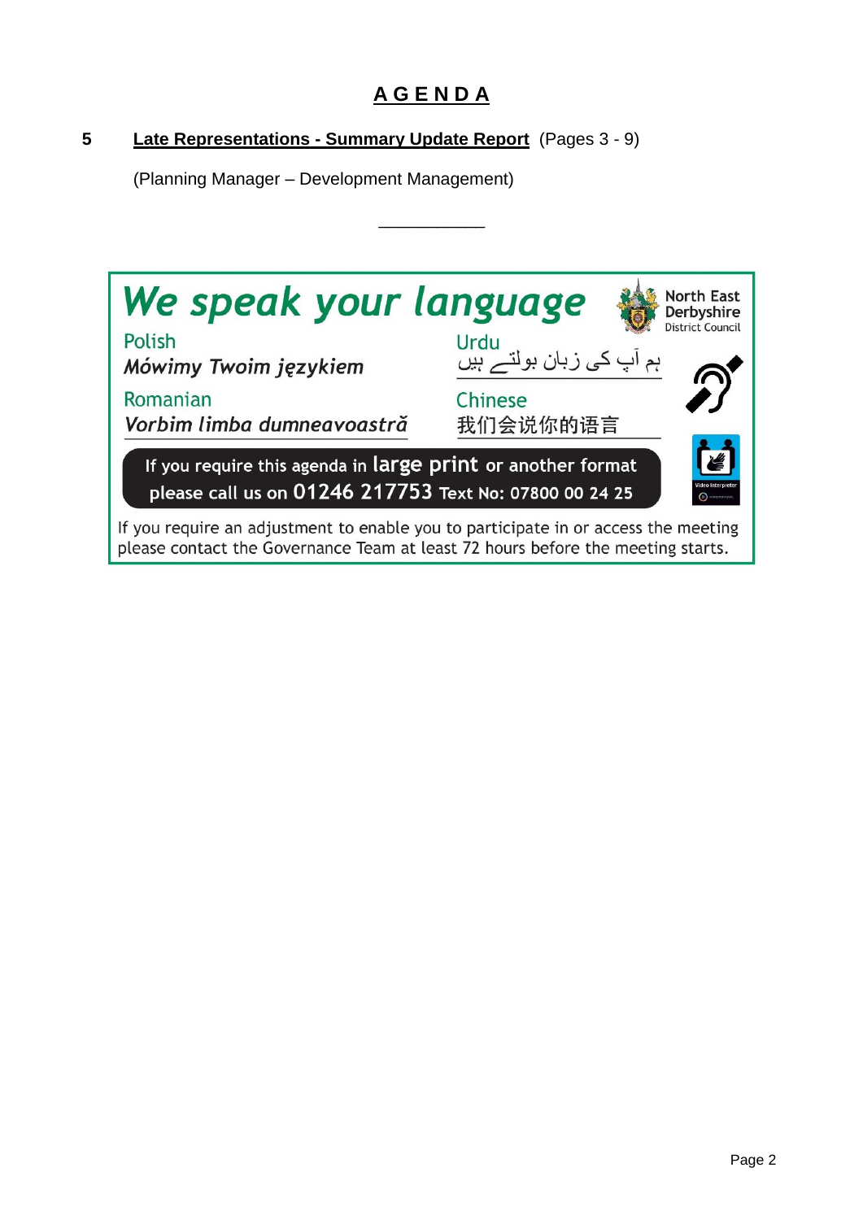# A G E N D A

**5** **Late Representations - Summary Update Report** (Pages 3 - 9)

(Planning Manager – Development Management)

___________

## *We speak your language*

North East Derbyshire District Council

| | |
|---|---|
| Polish | Urdu |
| *Mówimy Twoim językiem* | ہم آپ کی زبان بولتے ہیں |
| Romanian | Chinese |
| *Vorbim limba dumneavoastră* | 我们会说你的语言 |

If you require this agenda in **large print** or another format please call us on **01246 217753** Text No: 07800 00 24 25

If you require an adjustment to enable you to participate in or access the meeting please contact the Governance Team at least 72 hours before the meeting starts.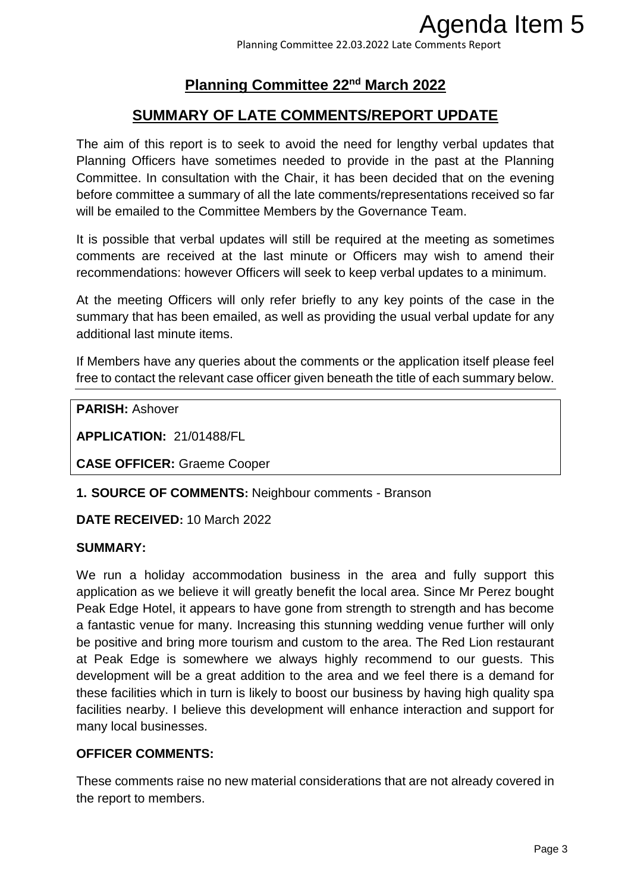# Agenda Item 5

## Planning Committee 22[nd] March 2022

## SUMMARY OF LATE COMMENTS/REPORT UPDATE

The aim of this report is to seek to avoid the need for lengthy verbal updates that Planning Officers have sometimes needed to provide in the past at the Planning Committee. In consultation with the Chair, it has been decided that on the evening before committee a summary of all the late comments/representations received so far will be emailed to the Committee Members by the Governance Team.

It is possible that verbal updates will still be required at the meeting as sometimes comments are received at the last minute or Officers may wish to amend their recommendations: however Officers will seek to keep verbal updates to a minimum.

At the meeting Officers will only refer briefly to any key points of the case in the summary that has been emailed, as well as providing the usual verbal update for any additional last minute items.

If Members have any queries about the comments or the application itself please feel free to contact the relevant case officer given beneath the title of each summary below.

---

**PARISH:** Ashover

**APPLICATION:** 21/01488/FL

**CASE OFFICER:** Graeme Cooper

**1. SOURCE OF COMMENTS:** Neighbour comments - Branson

**DATE RECEIVED:** 10 March 2022

**SUMMARY:**

We run a holiday accommodation business in the area and fully support this application as we believe it will greatly benefit the local area. Since Mr Perez bought Peak Edge Hotel, it appears to have gone from strength to strength and has become a fantastic venue for many. Increasing this stunning wedding venue further will only be positive and bring more tourism and custom to the area. The Red Lion restaurant at Peak Edge is somewhere we always highly recommend to our guests. This development will be a great addition to the area and we feel there is a demand for these facilities which in turn is likely to boost our business by having high quality spa facilities nearby. I believe this development will enhance interaction and support for many local businesses.

**OFFICER COMMENTS:**

These comments raise no new material considerations that are not already covered in the report to members.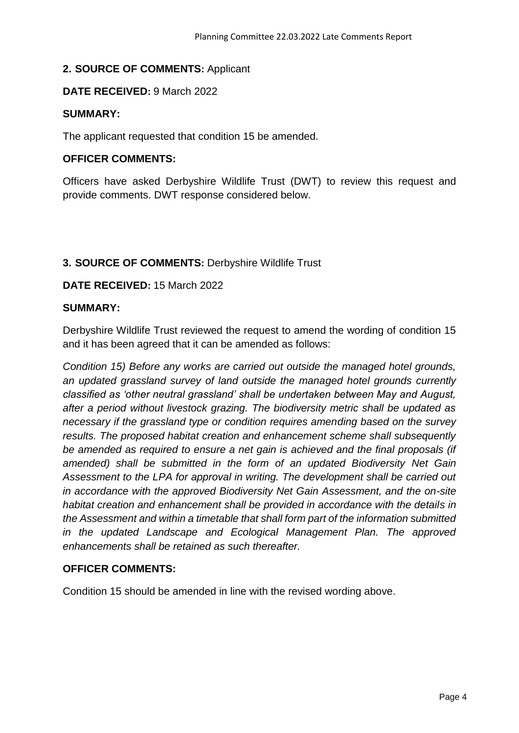## 2. SOURCE OF COMMENTS: Applicant

**DATE RECEIVED:** 9 March 2022

**SUMMARY:**

The applicant requested that condition 15 be amended.

**OFFICER COMMENTS:**

Officers have asked Derbyshire Wildlife Trust (DWT) to review this request and provide comments. DWT response considered below.

## 3. SOURCE OF COMMENTS: Derbyshire Wildlife Trust

**DATE RECEIVED:** 15 March 2022

**SUMMARY:**

Derbyshire Wildlife Trust reviewed the request to amend the wording of condition 15 and it has been agreed that it can be amended as follows:

*Condition 15) Before any works are carried out outside the managed hotel grounds, an updated grassland survey of land outside the managed hotel grounds currently classified as 'other neutral grassland' shall be undertaken between May and August, after a period without livestock grazing. The biodiversity metric shall be updated as necessary if the grassland type or condition requires amending based on the survey results. The proposed habitat creation and enhancement scheme shall subsequently be amended as required to ensure a net gain is achieved and the final proposals (if amended) shall be submitted in the form of an updated Biodiversity Net Gain Assessment to the LPA for approval in writing. The development shall be carried out in accordance with the approved Biodiversity Net Gain Assessment, and the on-site habitat creation and enhancement shall be provided in accordance with the details in the Assessment and within a timetable that shall form part of the information submitted in the updated Landscape and Ecological Management Plan. The approved enhancements shall be retained as such thereafter.*

**OFFICER COMMENTS:**

Condition 15 should be amended in line with the revised wording above.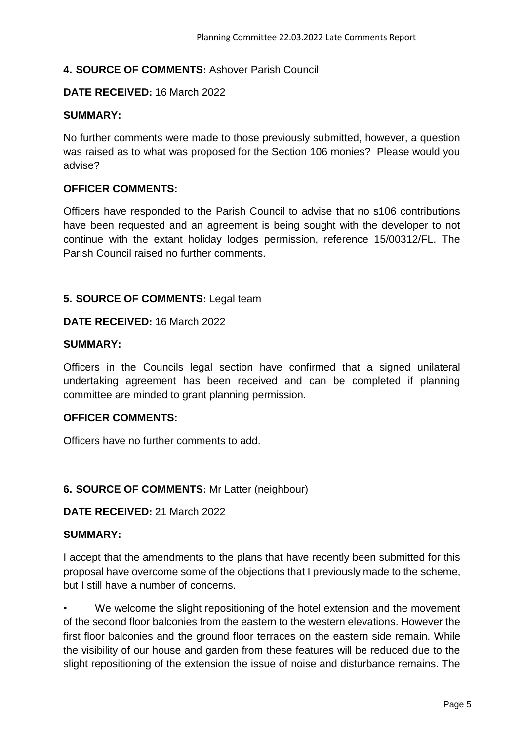**4. SOURCE OF COMMENTS:** Ashover Parish Council

**DATE RECEIVED:** 16 March 2022

**SUMMARY:**

No further comments were made to those previously submitted, however, a question was raised as to what was proposed for the Section 106 monies? Please would you advise?

**OFFICER COMMENTS:**

Officers have responded to the Parish Council to advise that no s106 contributions have been requested and an agreement is being sought with the developer to not continue with the extant holiday lodges permission, reference 15/00312/FL. The Parish Council raised no further comments.

**5. SOURCE OF COMMENTS:** Legal team

**DATE RECEIVED:** 16 March 2022

**SUMMARY:**

Officers in the Councils legal section have confirmed that a signed unilateral undertaking agreement has been received and can be completed if planning committee are minded to grant planning permission.

**OFFICER COMMENTS:**

Officers have no further comments to add.

**6. SOURCE OF COMMENTS:** Mr Latter (neighbour)

**DATE RECEIVED:** 21 March 2022

**SUMMARY:**

I accept that the amendments to the plans that have recently been submitted for this proposal have overcome some of the objections that I previously made to the scheme, but I still have a number of concerns.

- We welcome the slight repositioning of the hotel extension and the movement of the second floor balconies from the eastern to the western elevations. However the first floor balconies and the ground floor terraces on the eastern side remain. While the visibility of our house and garden from these features will be reduced due to the slight repositioning of the extension the issue of noise and disturbance remains. The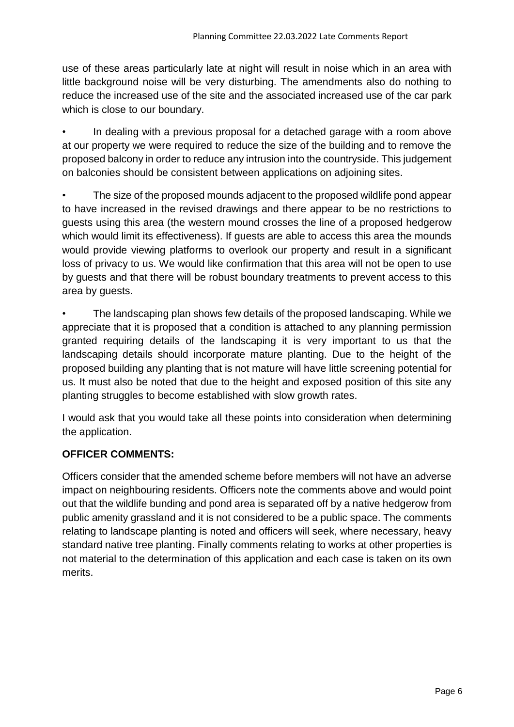use of these areas particularly late at night will result in noise which in an area with little background noise will be very disturbing. The amendments also do nothing to reduce the increased use of the site and the associated increased use of the car park which is close to our boundary.

- In dealing with a previous proposal for a detached garage with a room above at our property we were required to reduce the size of the building and to remove the proposed balcony in order to reduce any intrusion into the countryside. This judgement on balconies should be consistent between applications on adjoining sites.

- The size of the proposed mounds adjacent to the proposed wildlife pond appear to have increased in the revised drawings and there appear to be no restrictions to guests using this area (the western mound crosses the line of a proposed hedgerow which would limit its effectiveness). If guests are able to access this area the mounds would provide viewing platforms to overlook our property and result in a significant loss of privacy to us. We would like confirmation that this area will not be open to use by guests and that there will be robust boundary treatments to prevent access to this area by guests.

- The landscaping plan shows few details of the proposed landscaping. While we appreciate that it is proposed that a condition is attached to any planning permission granted requiring details of the landscaping it is very important to us that the landscaping details should incorporate mature planting. Due to the height of the proposed building any planting that is not mature will have little screening potential for us. It must also be noted that due to the height and exposed position of this site any planting struggles to become established with slow growth rates.

I would ask that you would take all these points into consideration when determining the application.

**OFFICER COMMENTS:**

Officers consider that the amended scheme before members will not have an adverse impact on neighbouring residents. Officers note the comments above and would point out that the wildlife bunding and pond area is separated off by a native hedgerow from public amenity grassland and it is not considered to be a public space. The comments relating to landscape planting is noted and officers will seek, where necessary, heavy standard native tree planting. Finally comments relating to works at other properties is not material to the determination of this application and each case is taken on its own merits.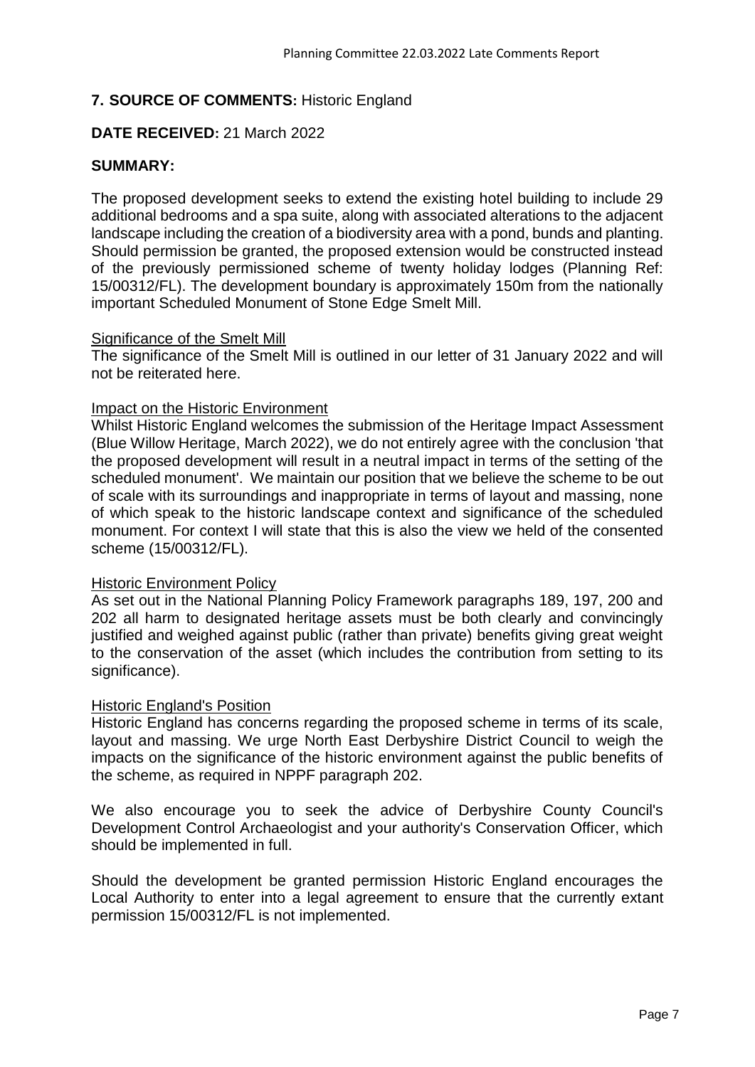**7. SOURCE OF COMMENTS:** Historic England

**DATE RECEIVED:** 21 March 2022

**SUMMARY:**

The proposed development seeks to extend the existing hotel building to include 29 additional bedrooms and a spa suite, along with associated alterations to the adjacent landscape including the creation of a biodiversity area with a pond, bunds and planting. Should permission be granted, the proposed extension would be constructed instead of the previously permissioned scheme of twenty holiday lodges (Planning Ref: 15/00312/FL). The development boundary is approximately 150m from the nationally important Scheduled Monument of Stone Edge Smelt Mill.

<u>Significance of the Smelt Mill</u>

The significance of the Smelt Mill is outlined in our letter of 31 January 2022 and will not be reiterated here.

<u>Impact on the Historic Environment</u>

Whilst Historic England welcomes the submission of the Heritage Impact Assessment (Blue Willow Heritage, March 2022), we do not entirely agree with the conclusion 'that the proposed development will result in a neutral impact in terms of the setting of the scheduled monument'. We maintain our position that we believe the scheme to be out of scale with its surroundings and inappropriate in terms of layout and massing, none of which speak to the historic landscape context and significance of the scheduled monument. For context I will state that this is also the view we held of the consented scheme (15/00312/FL).

<u>Historic Environment Policy</u>

As set out in the National Planning Policy Framework paragraphs 189, 197, 200 and 202 all harm to designated heritage assets must be both clearly and convincingly justified and weighed against public (rather than private) benefits giving great weight to the conservation of the asset (which includes the contribution from setting to its significance).

<u>Historic England's Position</u>

Historic England has concerns regarding the proposed scheme in terms of its scale, layout and massing. We urge North East Derbyshire District Council to weigh the impacts on the significance of the historic environment against the public benefits of the scheme, as required in NPPF paragraph 202.

We also encourage you to seek the advice of Derbyshire County Council's Development Control Archaeologist and your authority's Conservation Officer, which should be implemented in full.

Should the development be granted permission Historic England encourages the Local Authority to enter into a legal agreement to ensure that the currently extant permission 15/00312/FL is not implemented.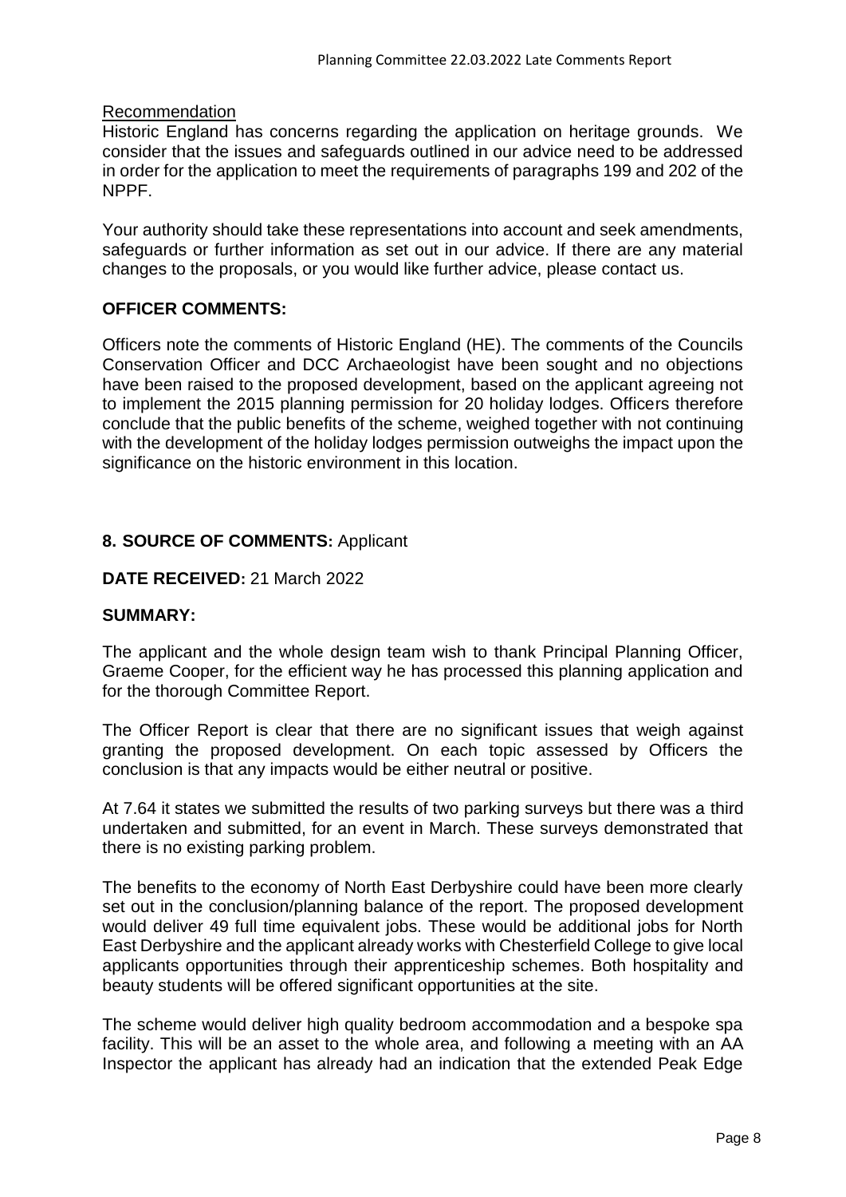Recommendation

Historic England has concerns regarding the application on heritage grounds. We consider that the issues and safeguards outlined in our advice need to be addressed in order for the application to meet the requirements of paragraphs 199 and 202 of the NPPF.

Your authority should take these representations into account and seek amendments, safeguards or further information as set out in our advice. If there are any material changes to the proposals, or you would like further advice, please contact us.

**OFFICER COMMENTS:**

Officers note the comments of Historic England (HE). The comments of the Councils Conservation Officer and DCC Archaeologist have been sought and no objections have been raised to the proposed development, based on the applicant agreeing not to implement the 2015 planning permission for 20 holiday lodges. Officers therefore conclude that the public benefits of the scheme, weighed together with not continuing with the development of the holiday lodges permission outweighs the impact upon the significance on the historic environment in this location.

**8. SOURCE OF COMMENTS:** Applicant

**DATE RECEIVED:** 21 March 2022

**SUMMARY:**

The applicant and the whole design team wish to thank Principal Planning Officer, Graeme Cooper, for the efficient way he has processed this planning application and for the thorough Committee Report.

The Officer Report is clear that there are no significant issues that weigh against granting the proposed development. On each topic assessed by Officers the conclusion is that any impacts would be either neutral or positive.

At 7.64 it states we submitted the results of two parking surveys but there was a third undertaken and submitted, for an event in March. These surveys demonstrated that there is no existing parking problem.

The benefits to the economy of North East Derbyshire could have been more clearly set out in the conclusion/planning balance of the report. The proposed development would deliver 49 full time equivalent jobs. These would be additional jobs for North East Derbyshire and the applicant already works with Chesterfield College to give local applicants opportunities through their apprenticeship schemes. Both hospitality and beauty students will be offered significant opportunities at the site.

The scheme would deliver high quality bedroom accommodation and a bespoke spa facility. This will be an asset to the whole area, and following a meeting with an AA Inspector the applicant has already had an indication that the extended Peak Edge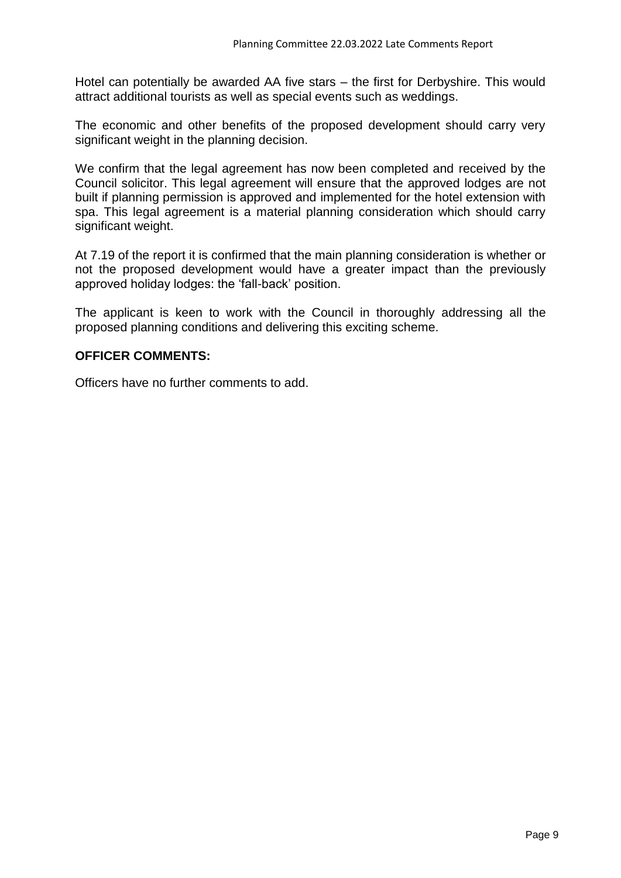Hotel can potentially be awarded AA five stars – the first for Derbyshire. This would attract additional tourists as well as special events such as weddings.

The economic and other benefits of the proposed development should carry very significant weight in the planning decision.

We confirm that the legal agreement has now been completed and received by the Council solicitor. This legal agreement will ensure that the approved lodges are not built if planning permission is approved and implemented for the hotel extension with spa. This legal agreement is a material planning consideration which should carry significant weight.

At 7.19 of the report it is confirmed that the main planning consideration is whether or not the proposed development would have a greater impact than the previously approved holiday lodges: the 'fall-back' position.

The applicant is keen to work with the Council in thoroughly addressing all the proposed planning conditions and delivering this exciting scheme.

**OFFICER COMMENTS:**

Officers have no further comments to add.